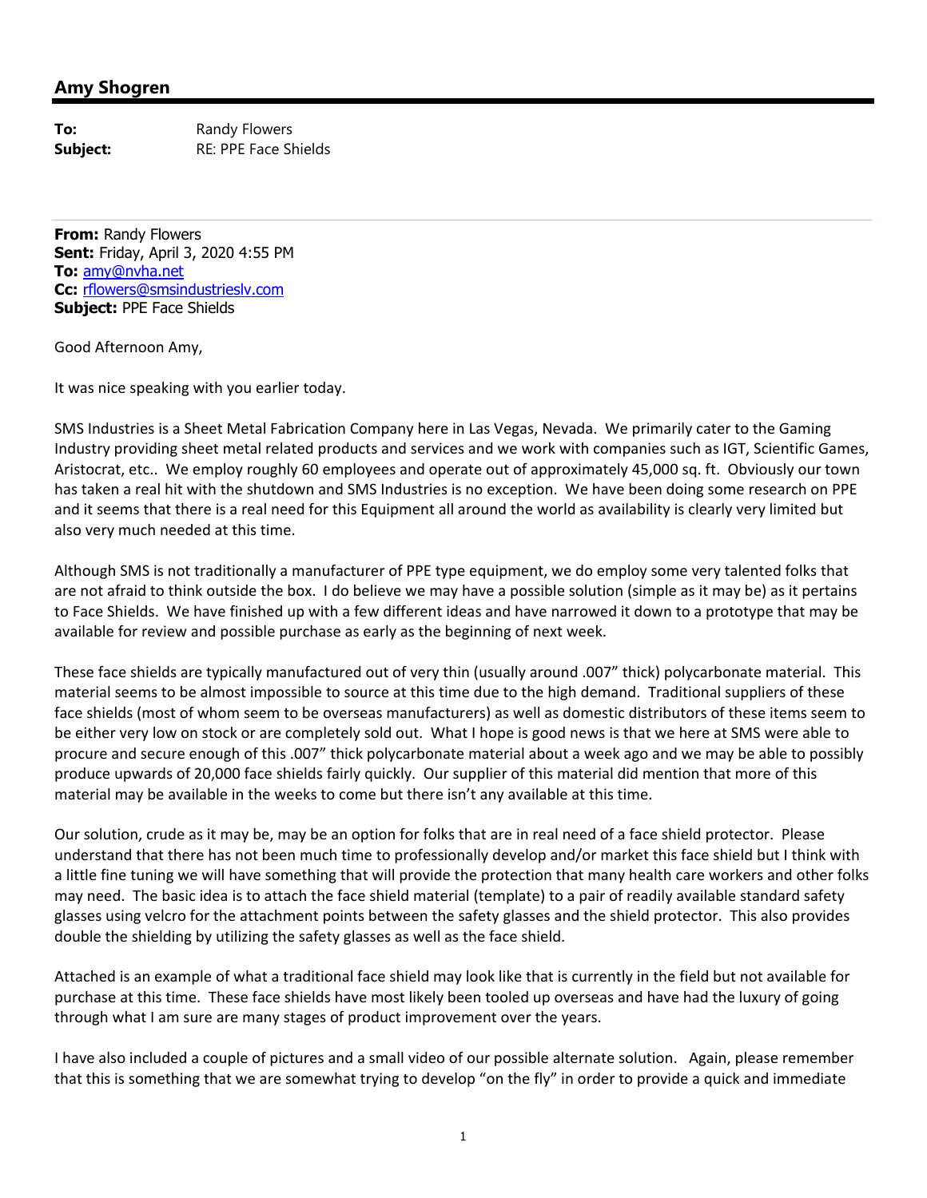## Amy Shogren

**To:** Randy Flowers
**Subject:** RE: PPE Face Shields

---

**From:** Randy Flowers
**Sent:** Friday, April 3, 2020 4:55 PM
**To:** amy@nvha.net
**Cc:** rflowers@smsindustrieslv.com
**Subject:** PPE Face Shields

Good Afternoon Amy,

It was nice speaking with you earlier today.

SMS Industries is a Sheet Metal Fabrication Company here in Las Vegas, Nevada. We primarily cater to the Gaming Industry providing sheet metal related products and services and we work with companies such as IGT, Scientific Games, Aristocrat, etc.. We employ roughly 60 employees and operate out of approximately 45,000 sq. ft. Obviously our town has taken a real hit with the shutdown and SMS Industries is no exception. We have been doing some research on PPE and it seems that there is a real need for this Equipment all around the world as availability is clearly very limited but also very much needed at this time.

Although SMS is not traditionally a manufacturer of PPE type equipment, we do employ some very talented folks that are not afraid to think outside the box. I do believe we may have a possible solution (simple as it may be) as it pertains to Face Shields. We have finished up with a few different ideas and have narrowed it down to a prototype that may be available for review and possible purchase as early as the beginning of next week.

These face shields are typically manufactured out of very thin (usually around .007" thick) polycarbonate material. This material seems to be almost impossible to source at this time due to the high demand. Traditional suppliers of these face shields (most of whom seem to be overseas manufacturers) as well as domestic distributors of these items seem to be either very low on stock or are completely sold out. What I hope is good news is that we here at SMS were able to procure and secure enough of this .007" thick polycarbonate material about a week ago and we may be able to possibly produce upwards of 20,000 face shields fairly quickly. Our supplier of this material did mention that more of this material may be available in the weeks to come but there isn't any available at this time.

Our solution, crude as it may be, may be an option for folks that are in real need of a face shield protector. Please understand that there has not been much time to professionally develop and/or market this face shield but I think with a little fine tuning we will have something that will provide the protection that many health care workers and other folks may need. The basic idea is to attach the face shield material (template) to a pair of readily available standard safety glasses using velcro for the attachment points between the safety glasses and the shield protector. This also provides double the shielding by utilizing the safety glasses as well as the face shield.

Attached is an example of what a traditional face shield may look like that is currently in the field but not available for purchase at this time. These face shields have most likely been tooled up overseas and have had the luxury of going through what I am sure are many stages of product improvement over the years.

I have also included a couple of pictures and a small video of our possible alternate solution. Again, please remember that this is something that we are somewhat trying to develop "on the fly" in order to provide a quick and immediate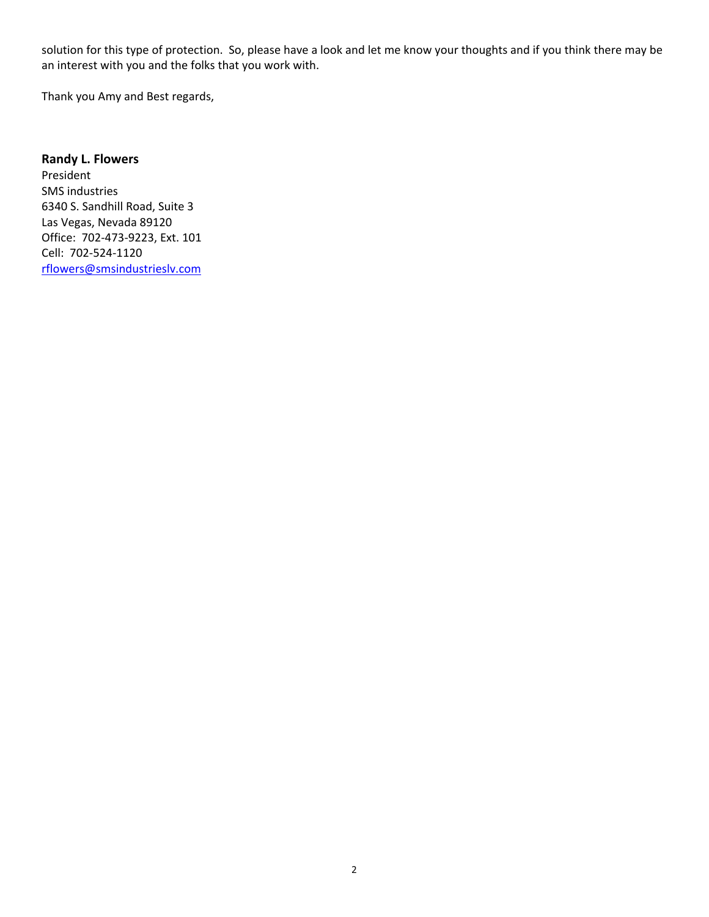solution for this type of protection. So, please have a look and let me know your thoughts and if you think there may be an interest with you and the folks that you work with.

Thank you Amy and Best regards,

**Randy L. Flowers**
President
SMS industries
6340 S. Sandhill Road, Suite 3
Las Vegas, Nevada 89120
Office: 702-473-9223, Ext. 101
Cell: 702-524-1120
rflowers@smsindustrieslv.com